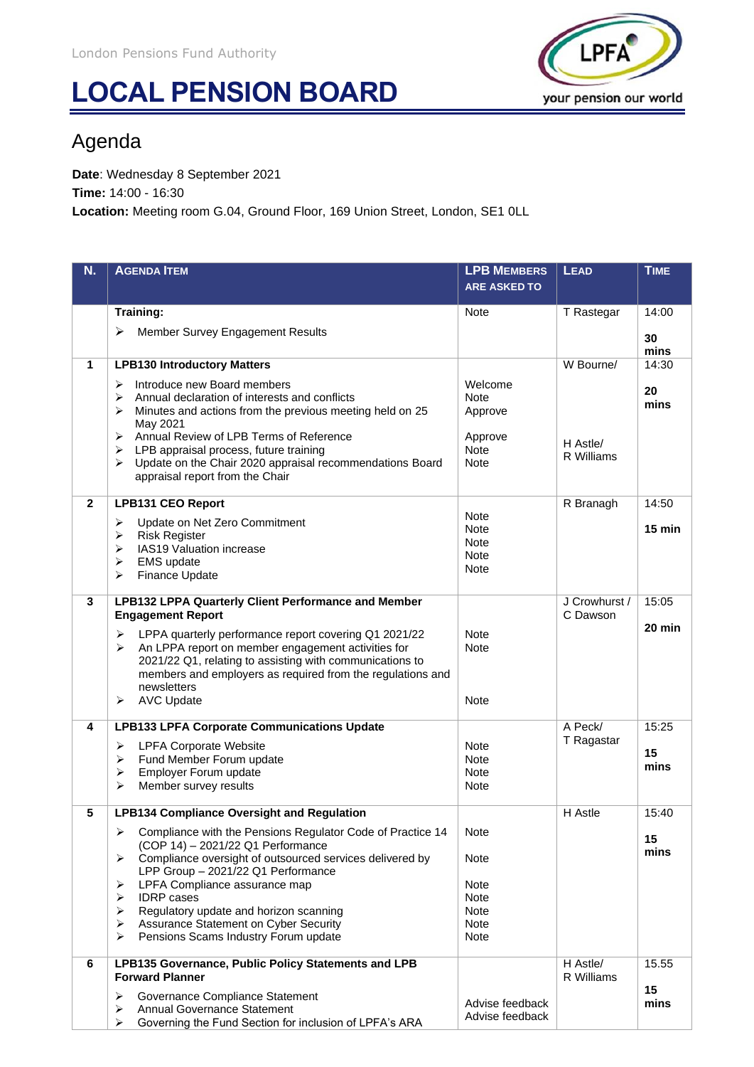London Pensions Fund Authority

# LOCAL PENSION BOARD

## Agenda

**Date**: Wednesday 8 September 2021
**Time:** 14:00 - 16:30
**Location:** Meeting room G.04, Ground Floor, 169 Union Street, London, SE1 0LL

| N. | AGENDA ITEM | LPB MEMBERS ARE ASKED TO | LEAD | TIME |
|---|---|---|---|---|
| | **Training:**<br>➢ Member Survey Engagement Results | Note | T Rastegar | 14:00<br>**30 mins** |
| **1** | **LPB130 Introductory Matters**<br>➢ Introduce new Board members<br>➢ Annual declaration of interests and conflicts<br>➢ Minutes and actions from the previous meeting held on 25 May 2021<br>➢ Annual Review of LPB Terms of Reference<br>➢ LPB appraisal process, future training<br>➢ Update on the Chair 2020 appraisal recommendations Board appraisal report from the Chair | Welcome<br>Note<br>Approve<br>Approve<br>Note<br>Note | W Bourne/<br>H Astle/<br>R Williams | 14:30<br>**20 mins** |
| **2** | **LPB131 CEO Report**<br>➢ Update on Net Zero Commitment<br>➢ Risk Register<br>➢ IAS19 Valuation increase<br>➢ EMS update<br>➢ Finance Update | Note<br>Note<br>Note<br>Note<br>Note | R Branagh | 14:50<br>**15 min** |
| **3** | **LPB132 LPPA Quarterly Client Performance and Member Engagement Report**<br>➢ LPPA quarterly performance report covering Q1 2021/22<br>➢ An LPPA report on member engagement activities for 2021/22 Q1, relating to assisting with communications to members and employers as required from the regulations and newsletters<br>➢ AVC Update | Note<br>Note<br>Note | J Crowhurst / C Dawson | 15:05<br>**20 min** |
| **4** | **LPB133 LPFA Corporate Communications Update**<br>➢ LPFA Corporate Website<br>➢ Fund Member Forum update<br>➢ Employer Forum update<br>➢ Member survey results | Note<br>Note<br>Note<br>Note | A Peck/<br>T Ragastar | 15:25<br>**15 mins** |
| **5** | **LPB134 Compliance Oversight and Regulation**<br>➢ Compliance with the Pensions Regulator Code of Practice 14 (COP 14) – 2021/22 Q1 Performance<br>➢ Compliance oversight of outsourced services delivered by LPP Group – 2021/22 Q1 Performance<br>➢ LPFA Compliance assurance map<br>➢ IDRP cases<br>➢ Regulatory update and horizon scanning<br>➢ Assurance Statement on Cyber Security<br>➢ Pensions Scams Industry Forum update | Note<br>Note<br>Note<br>Note<br>Note<br>Note<br>Note | H Astle | 15:40<br>**15 mins** |
| **6** | **LPB135 Governance, Public Policy Statements and LPB Forward Planner**<br>➢ Governance Compliance Statement<br>➢ Annual Governance Statement<br>➢ Governing the Fund Section for inclusion of LPFA's ARA | Advise feedback<br>Advise feedback | H Astle/<br>R Williams | 15.55<br>**15 mins** |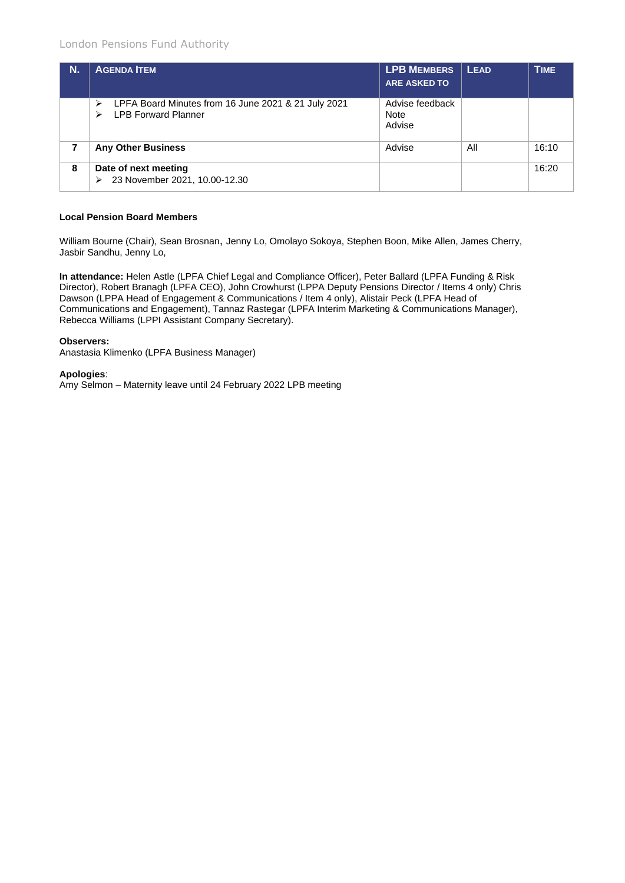| N. | AGENDA ITEM | LPB MEMBERS ARE ASKED TO | LEAD | TIME |
|---|---|---|---|---|
| | ➢ LPFA Board Minutes from 16 June 2021 & 21 July 2021<br>➢ LPB Forward Planner | Advise feedback<br>Note<br>Advise | | |
| 7 | **Any Other Business** | Advise | All | 16:10 |
| 8 | **Date of next meeting**<br>➢ 23 November 2021, 10.00-12.30 | | | 16:20 |

**Local Pension Board Members**

William Bourne (Chair), Sean Brosnan, Jenny Lo, Omolayo Sokoya, Stephen Boon, Mike Allen, James Cherry, Jasbir Sandhu, Jenny Lo,

**In attendance:** Helen Astle (LPFA Chief Legal and Compliance Officer), Peter Ballard (LPFA Funding & Risk Director), Robert Branagh (LPFA CEO), John Crowhurst (LPPA Deputy Pensions Director / Items 4 only) Chris Dawson (LPPA Head of Engagement & Communications / Item 4 only), Alistair Peck (LPFA Head of Communications and Engagement), Tannaz Rastegar (LPFA Interim Marketing & Communications Manager), Rebecca Williams (LPPI Assistant Company Secretary).

**Observers:**
Anastasia Klimenko (LPFA Business Manager)

**Apologies**:
Amy Selmon – Maternity leave until 24 February 2022 LPB meeting